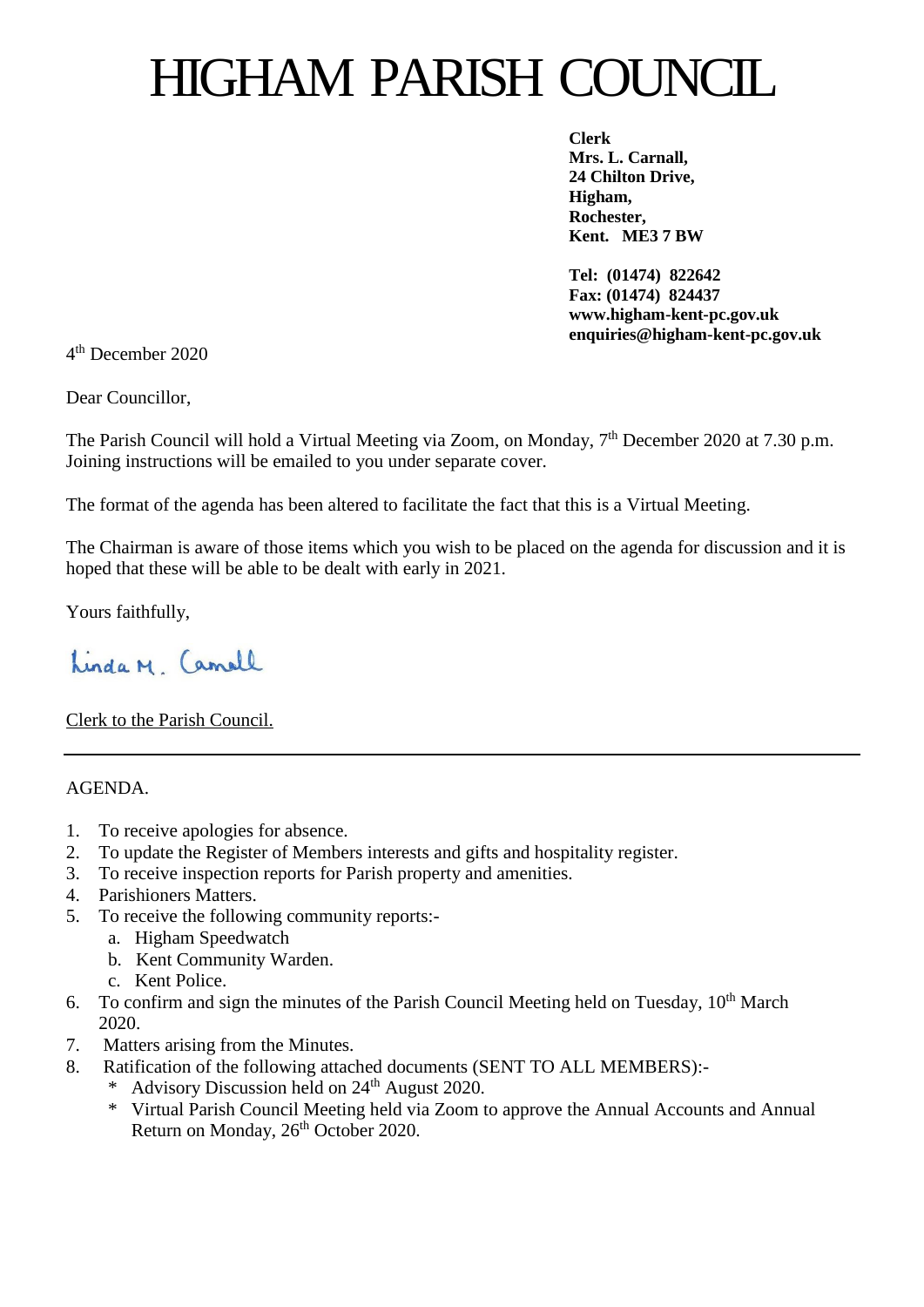# HIGHAM PARISH COUNCIL

**Clerk**
**Mrs. L. Carnall,**
**24 Chilton Drive,**
**Higham,**
**Rochester,**
**Kent. ME3 7 BW**

**Tel: (01474) 822642**
**Fax: (01474) 824437**
**www.higham-kent-pc.gov.uk**
**enquiries@higham-kent-pc.gov.uk**

4th December 2020

Dear Councillor,

The Parish Council will hold a Virtual Meeting via Zoom, on Monday, 7th December 2020 at 7.30 p.m. Joining instructions will be emailed to you under separate cover.

The format of the agenda has been altered to facilitate the fact that this is a Virtual Meeting.

The Chairman is aware of those items which you wish to be placed on the agenda for discussion and it is hoped that these will be able to be dealt with early in 2021.

Yours faithfully,

Linda M. Carnall

Clerk to the Parish Council.

---

AGENDA.

1. To receive apologies for absence.
2. To update the Register of Members interests and gifts and hospitality register.
3. To receive inspection reports for Parish property and amenities.
4. Parishioners Matters.
5. To receive the following community reports:-
   a. Higham Speedwatch
   b. Kent Community Warden.
   c. Kent Police.
6. To confirm and sign the minutes of the Parish Council Meeting held on Tuesday, 10th March 2020.
7. Matters arising from the Minutes.
8. Ratification of the following attached documents (SENT TO ALL MEMBERS):-
   * Advisory Discussion held on 24th August 2020.
   * Virtual Parish Council Meeting held via Zoom to approve the Annual Accounts and Annual Return on Monday, 26th October 2020.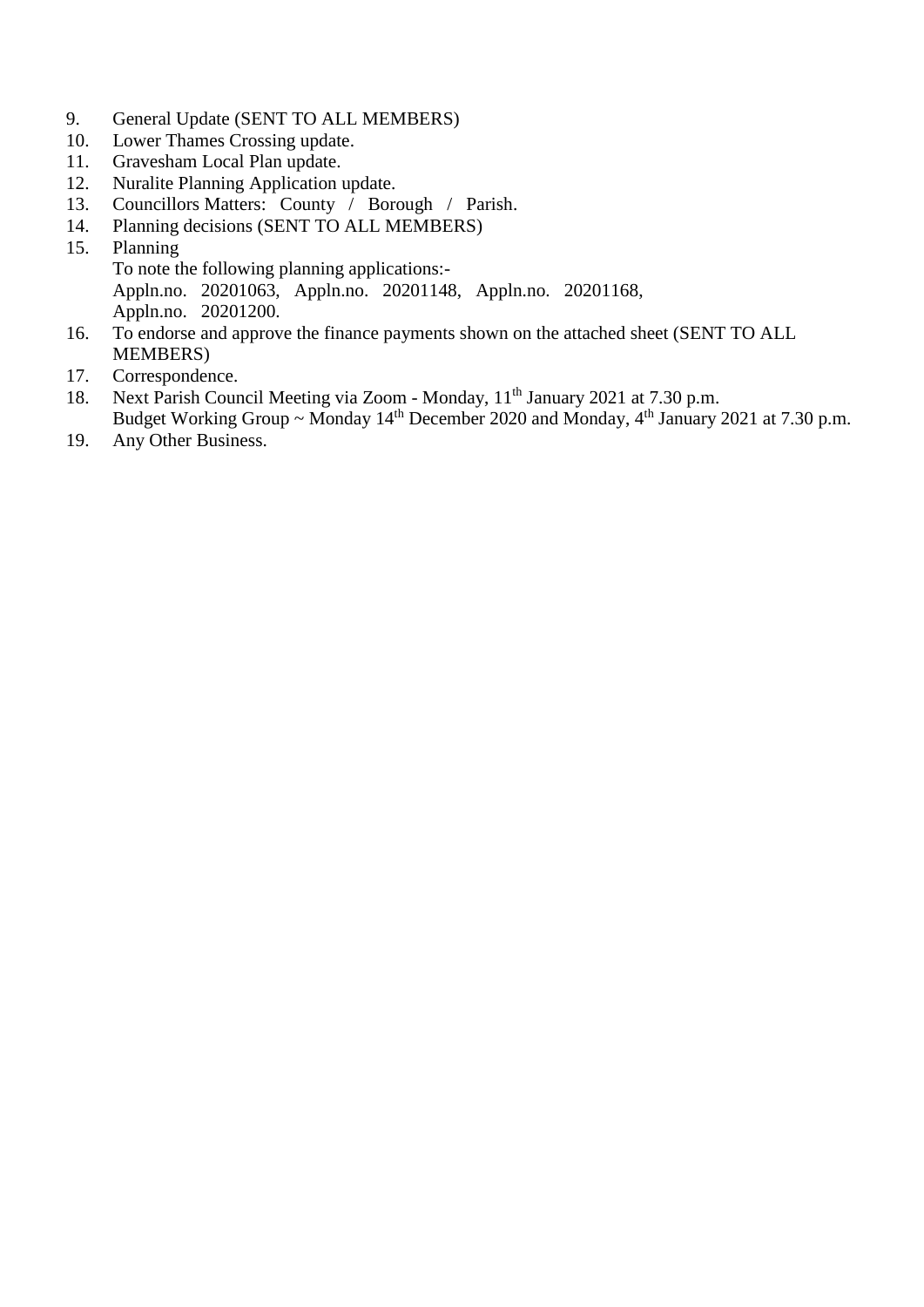9. General Update (SENT TO ALL MEMBERS)
10. Lower Thames Crossing update.
11. Gravesham Local Plan update.
12. Nuralite Planning Application update.
13. Councillors Matters: County / Borough / Parish.
14. Planning decisions (SENT TO ALL MEMBERS)
15. Planning
    To note the following planning applications:-
    Appln.no. 20201063, Appln.no. 20201148, Appln.no. 20201168,
    Appln.no. 20201200.
16. To endorse and approve the finance payments shown on the attached sheet (SENT TO ALL MEMBERS)
17. Correspondence.
18. Next Parish Council Meeting via Zoom - Monday, 11th January 2021 at 7.30 p.m.
    Budget Working Group ~ Monday 14th December 2020 and Monday, 4th January 2021 at 7.30 p.m.
19. Any Other Business.